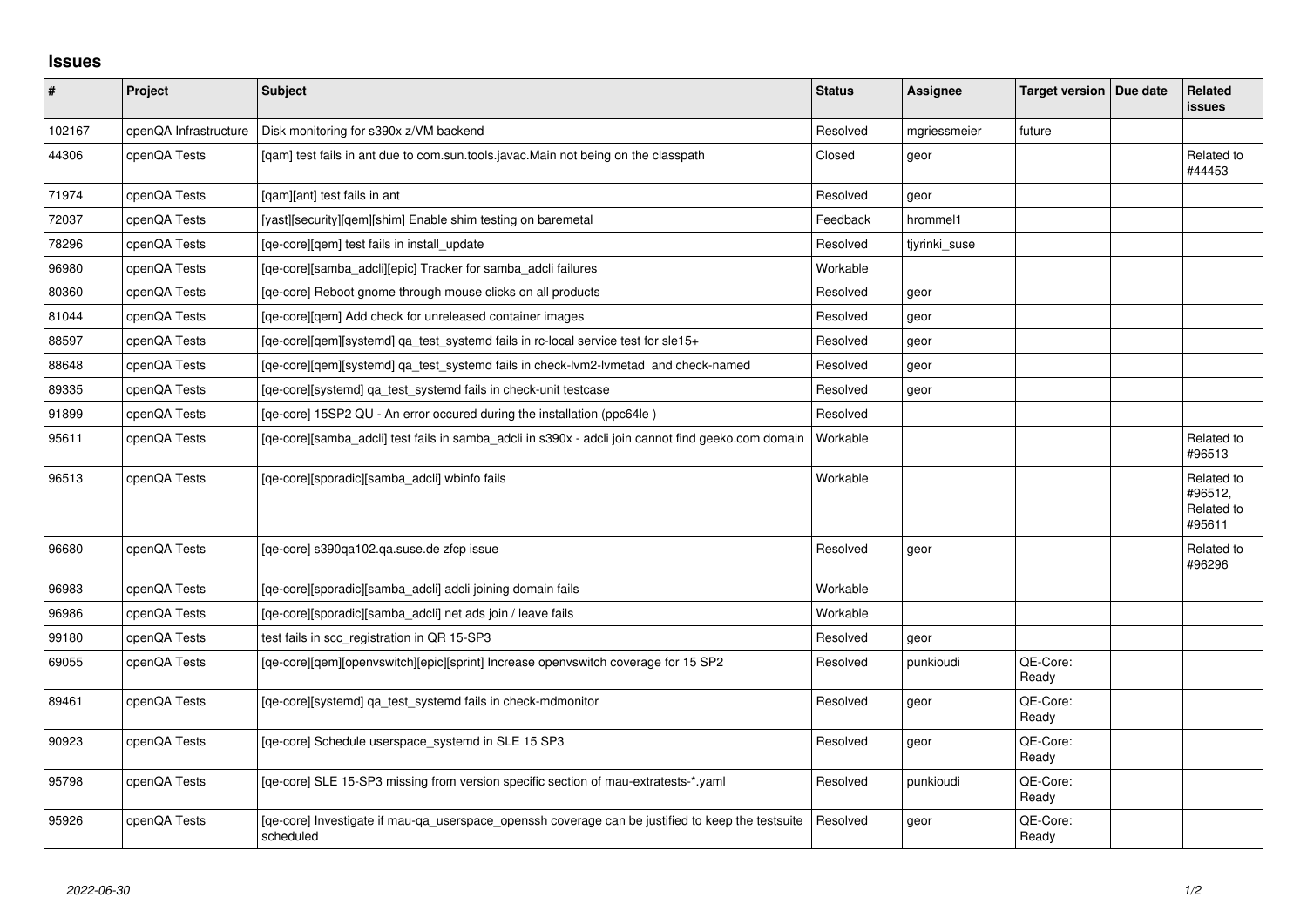# Issues

| # | Project | Subject | Status | Assignee | Target version | Due date | Related issues |
|---|---|---|---|---|---|---|---|
| 102167 | openQA Infrastructure | Disk monitoring for s390x z/VM backend | Resolved | mgriessmeier | future | | |
| 44306 | openQA Tests | [qam] test fails in ant due to com.sun.tools.javac.Main not being on the classpath | Closed | geor | | | Related to #44453 |
| 71974 | openQA Tests | [qam][ant] test fails in ant | Resolved | geor | | | |
| 72037 | openQA Tests | [yast][security][qem][shim] Enable shim testing on baremetal | Feedback | hrommel1 | | | |
| 78296 | openQA Tests | [qe-core][qem] test fails in install_update | Resolved | tjyrinki_suse | | | |
| 96980 | openQA Tests | [qe-core][samba_adcli][epic] Tracker for samba_adcli failures | Workable | | | | |
| 80360 | openQA Tests | [qe-core] Reboot gnome through mouse clicks on all products | Resolved | geor | | | |
| 81044 | openQA Tests | [qe-core][qem] Add check for unreleased container images | Resolved | geor | | | |
| 88597 | openQA Tests | [qe-core][qem][systemd] qa_test_systemd fails in rc-local service test for sle15+ | Resolved | geor | | | |
| 88648 | openQA Tests | [qe-core][qem][systemd] qa_test_systemd fails in check-lvm2-lvmetad and check-named | Resolved | geor | | | |
| 89335 | openQA Tests | [qe-core][systemd] qa_test_systemd fails in check-unit testcase | Resolved | geor | | | |
| 91899 | openQA Tests | [qe-core] 15SP2 QU - An error occured during the installation (ppc64le ) | Resolved | | | | |
| 95611 | openQA Tests | [qe-core][samba_adcli] test fails in samba_adcli in s390x - adcli join cannot find geeko.com domain | Workable | | | | Related to #96513 |
| 96513 | openQA Tests | [qe-core][sporadic][samba_adcli] wbinfo fails | Workable | | | | Related to #96512, Related to #95611 |
| 96680 | openQA Tests | [qe-core] s390qa102.qa.suse.de zfcp issue | Resolved | geor | | | Related to #96296 |
| 96983 | openQA Tests | [qe-core][sporadic][samba_adcli] adcli joining domain fails | Workable | | | | |
| 96986 | openQA Tests | [qe-core][sporadic][samba_adcli] net ads join / leave fails | Workable | | | | |
| 99180 | openQA Tests | test fails in scc_registration in QR 15-SP3 | Resolved | geor | | | |
| 69055 | openQA Tests | [qe-core][qem][openvswitch][epic][sprint] Increase openvswitch coverage for 15 SP2 | Resolved | punkioudi | QE-Core: Ready | | |
| 89461 | openQA Tests | [qe-core][systemd] qa_test_systemd fails in check-mdmonitor | Resolved | geor | QE-Core: Ready | | |
| 90923 | openQA Tests | [qe-core] Schedule userspace_systemd in SLE 15 SP3 | Resolved | geor | QE-Core: Ready | | |
| 95798 | openQA Tests | [qe-core] SLE 15-SP3 missing from version specific section of mau-extratests-*.yaml | Resolved | punkioudi | QE-Core: Ready | | |
| 95926 | openQA Tests | [qe-core] Investigate if mau-qa_userspace_openssh coverage can be justified to keep the testsuite scheduled | Resolved | geor | QE-Core: Ready | | |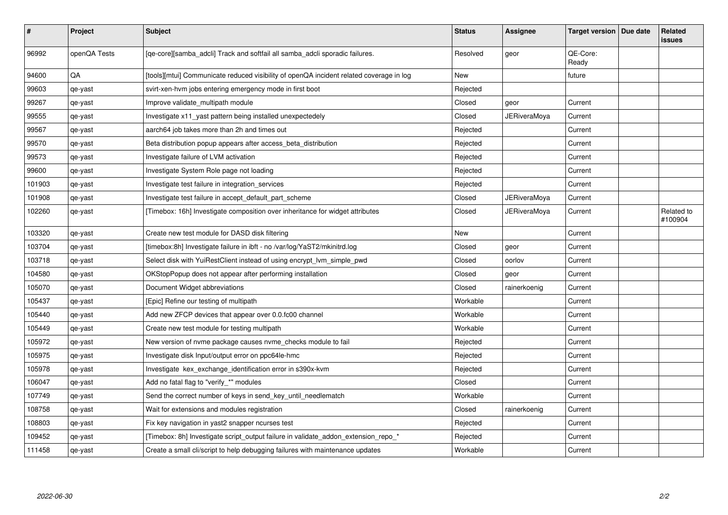| # | Project | Subject | Status | Assignee | Target version | Due date | Related issues |
|---|---|---|---|---|---|---|---|
| 96992 | openQA Tests | [qe-core][samba_adcli] Track and softfail all samba_adcli sporadic failures. | Resolved | geor | QE-Core: Ready | | |
| 94600 | QA | [tools][mtui] Communicate reduced visibility of openQA incident related coverage in log | New | | future | | |
| 99603 | qe-yast | svirt-xen-hvm jobs entering emergency mode in first boot | Rejected | | | | |
| 99267 | qe-yast | Improve validate_multipath module | Closed | geor | Current | | |
| 99555 | qe-yast | Investigate x11_yast pattern being installed unexpectedely | Closed | JERiveraMoya | Current | | |
| 99567 | qe-yast | aarch64 job takes more than 2h and times out | Rejected | | Current | | |
| 99570 | qe-yast | Beta distribution popup appears after access_beta_distribution | Rejected | | Current | | |
| 99573 | qe-yast | Investigate failure of LVM activation | Rejected | | Current | | |
| 99600 | qe-yast | Investigate System Role page not loading | Rejected | | Current | | |
| 101903 | qe-yast | Investigate test failure in integration_services | Rejected | | Current | | |
| 101908 | qe-yast | Investigate test failure in accept_default_part_scheme | Closed | JERiveraMoya | Current | | |
| 102260 | qe-yast | [Timebox: 16h] Investigate composition over inheritance for widget attributes | Closed | JERiveraMoya | Current | | Related to #100904 |
| 103320 | qe-yast | Create new test module for DASD disk filtering | New | | Current | | |
| 103704 | qe-yast | [timebox:8h] Investigate failure in ibft - no /var/log/YaST2/mkinitrd.log | Closed | geor | Current | | |
| 103718 | qe-yast | Select disk with YuiRestClient instead of using encrypt_lvm_simple_pwd | Closed | oorlov | Current | | |
| 104580 | qe-yast | OKStopPopup does not appear after performing installation | Closed | geor | Current | | |
| 105070 | qe-yast | Document Widget abbreviations | Closed | rainerkoenig | Current | | |
| 105437 | qe-yast | [Epic] Refine our testing of multipath | Workable | | Current | | |
| 105440 | qe-yast | Add new ZFCP devices that appear over 0.0.fc00 channel | Workable | | Current | | |
| 105449 | qe-yast | Create new test module for testing multipath | Workable | | Current | | |
| 105972 | qe-yast | New version of nvme package causes nvme_checks module to fail | Rejected | | Current | | |
| 105975 | qe-yast | Investigate disk Input/output error on ppc64le-hmc | Rejected | | Current | | |
| 105978 | qe-yast | Investigate kex_exchange_identification error in s390x-kvm | Rejected | | Current | | |
| 106047 | qe-yast | Add no fatal flag to "verify_*" modules | Closed | | Current | | |
| 107749 | qe-yast | Send the correct number of keys in send_key_until_needlematch | Workable | | Current | | |
| 108758 | qe-yast | Wait for extensions and modules registration | Closed | rainerkoenig | Current | | |
| 108803 | qe-yast | Fix key navigation in yast2 snapper ncurses test | Rejected | | Current | | |
| 109452 | qe-yast | [Timebox: 8h] Investigate script_output failure in validate_addon_extension_repo_* | Rejected | | Current | | |
| 111458 | qe-yast | Create a small cli/script to help debugging failures with maintenance updates | Workable | | Current | | |